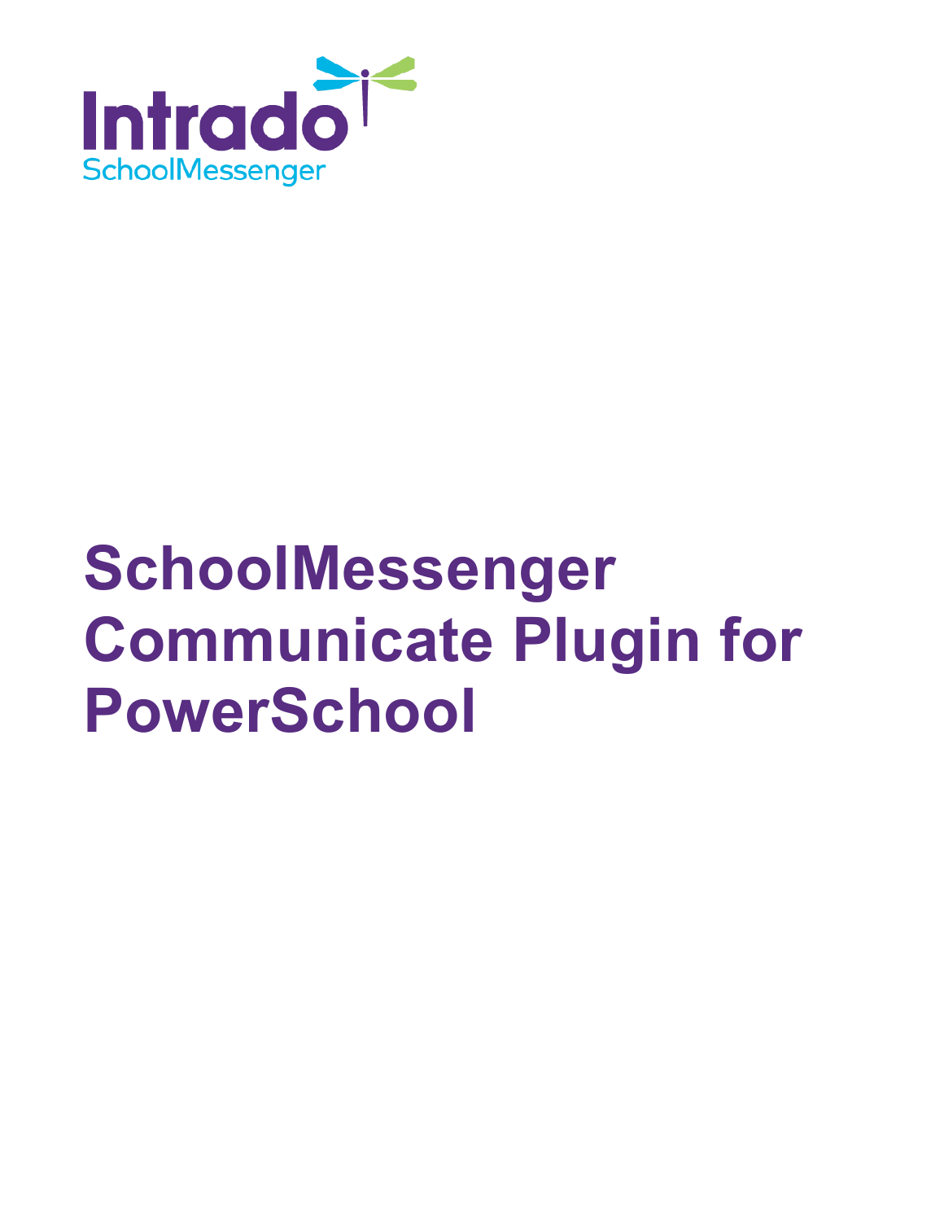Intrado

SchoolMessenger

# SchoolMessenger Communicate Plugin for PowerSchool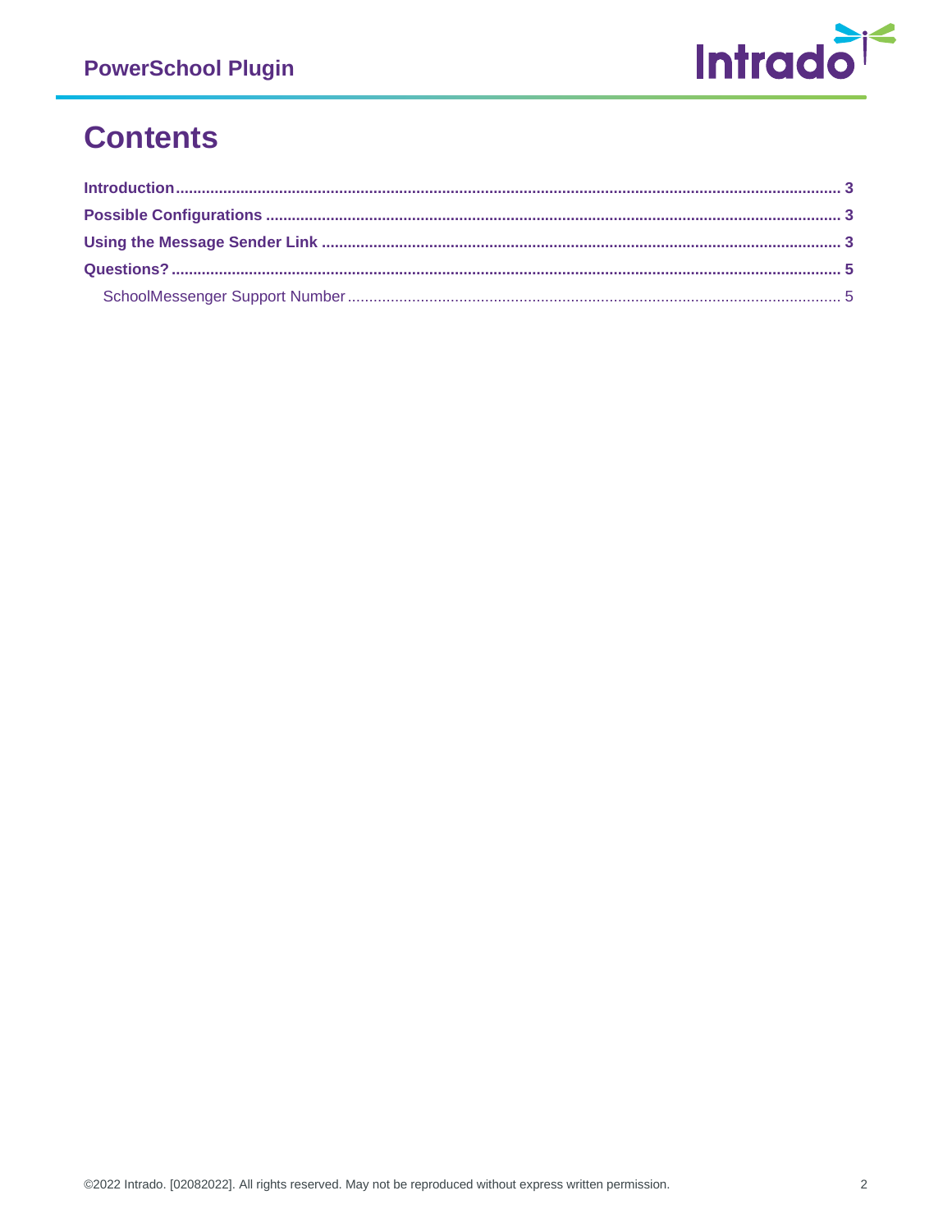# Contents

**Introduction** ........................................................................................................................................ **3**

**Possible Configurations** ........................................................................................................................ **3**

**Using the Message Sender Link** ............................................................................................................ **3**

**Questions?** ............................................................................................................................................ **5**

SchoolMessenger Support Number ........................................................................................................ 5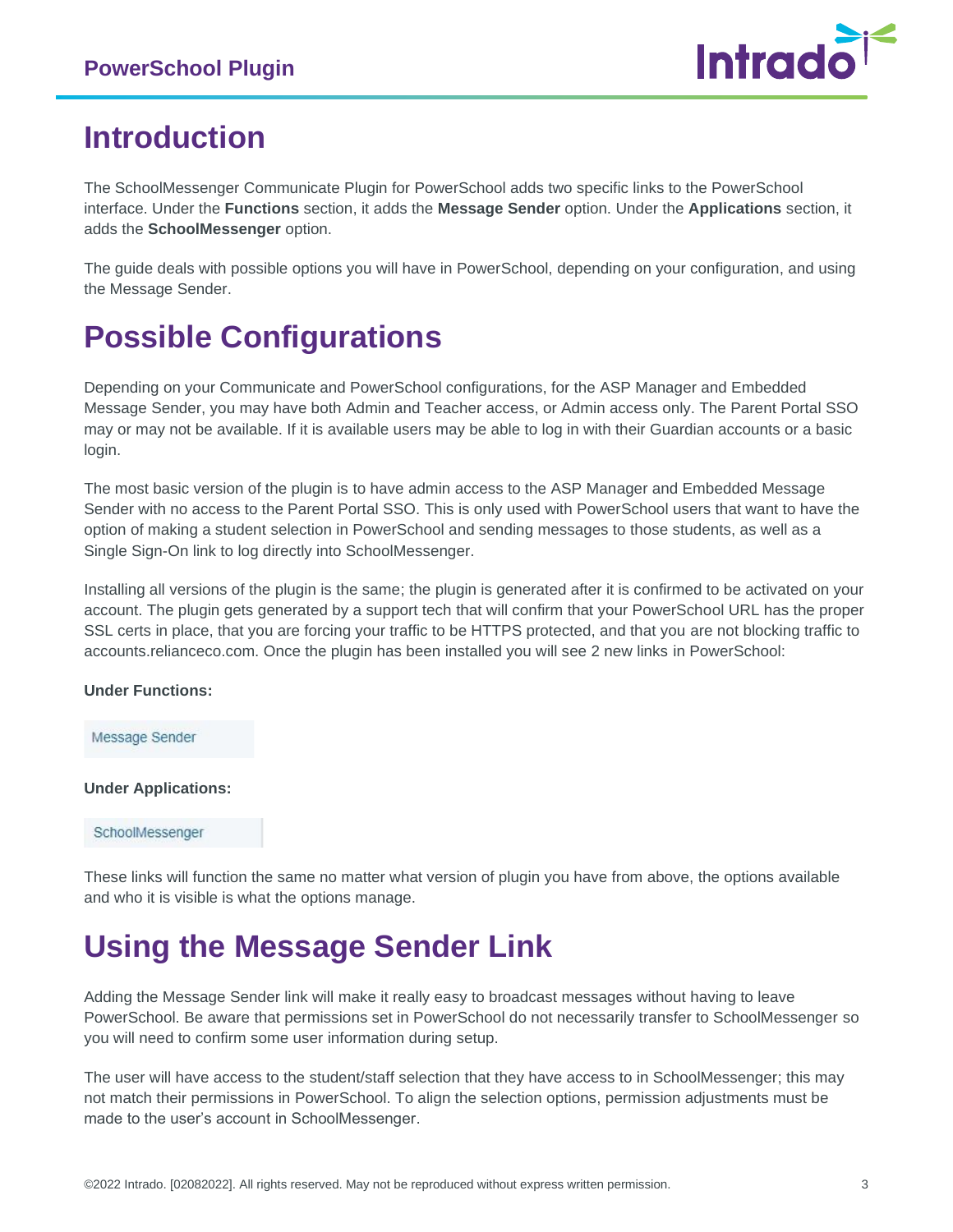# Introduction

The SchoolMessenger Communicate Plugin for PowerSchool adds two specific links to the PowerSchool interface. Under the **Functions** section, it adds the **Message Sender** option. Under the **Applications** section, it adds the **SchoolMessenger** option.

The guide deals with possible options you will have in PowerSchool, depending on your configuration, and using the Message Sender.

# Possible Configurations

Depending on your Communicate and PowerSchool configurations, for the ASP Manager and Embedded Message Sender, you may have both Admin and Teacher access, or Admin access only. The Parent Portal SSO may or may not be available. If it is available users may be able to log in with their Guardian accounts or a basic login.

The most basic version of the plugin is to have admin access to the ASP Manager and Embedded Message Sender with no access to the Parent Portal SSO. This is only used with PowerSchool users that want to have the option of making a student selection in PowerSchool and sending messages to those students, as well as a Single Sign-On link to log directly into SchoolMessenger.

Installing all versions of the plugin is the same; the plugin is generated after it is confirmed to be activated on your account. The plugin gets generated by a support tech that will confirm that your PowerSchool URL has the proper SSL certs in place, that you are forcing your traffic to be HTTPS protected, and that you are not blocking traffic to accounts.relianceco.com. Once the plugin has been installed you will see 2 new links in PowerSchool:

**Under Functions:**

Message Sender

**Under Applications:**

SchoolMessenger

These links will function the same no matter what version of plugin you have from above, the options available and who it is visible is what the options manage.

# Using the Message Sender Link

Adding the Message Sender link will make it really easy to broadcast messages without having to leave PowerSchool. Be aware that permissions set in PowerSchool do not necessarily transfer to SchoolMessenger so you will need to confirm some user information during setup.

The user will have access to the student/staff selection that they have access to in SchoolMessenger; this may not match their permissions in PowerSchool. To align the selection options, permission adjustments must be made to the user's account in SchoolMessenger.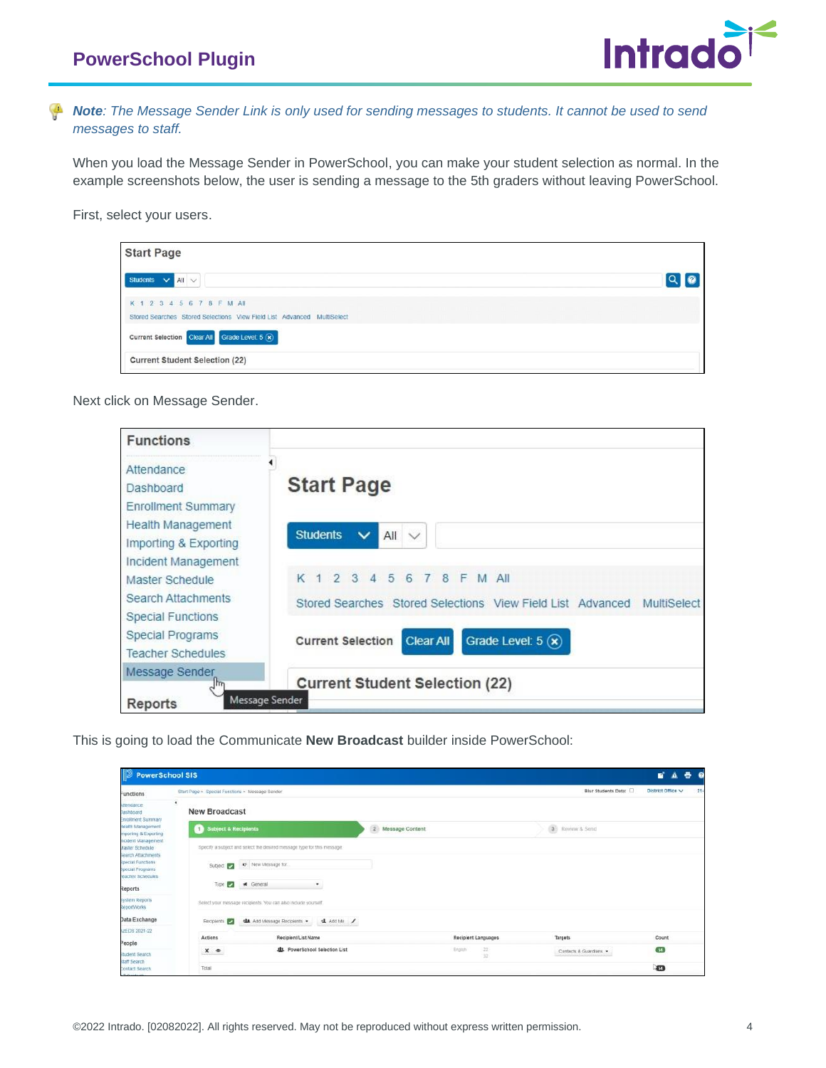*Note: The Message Sender Link is only used for sending messages to students. It cannot be used to send messages to staff.*

When you load the Message Sender in PowerSchool, you can make your student selection as normal. In the example screenshots below, the user is sending a message to the 5th graders without leaving PowerSchool.

First, select your users.

Next click on Message Sender.

This is going to load the Communicate **New Broadcast** builder inside PowerSchool: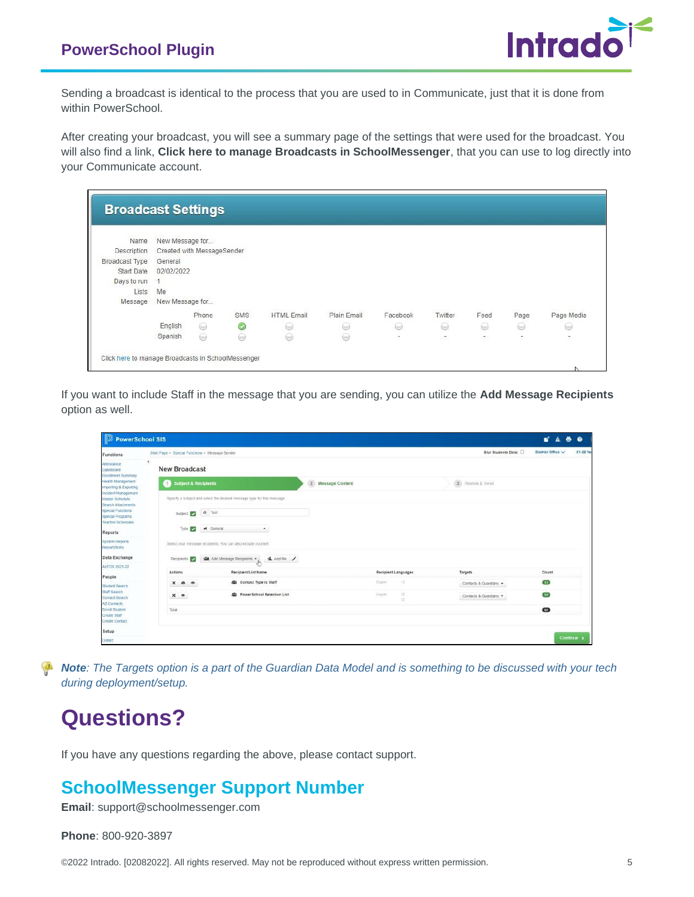Sending a broadcast is identical to the process that you are used to in Communicate, just that it is done from within PowerSchool.

After creating your broadcast, you will see a summary page of the settings that were used for the broadcast. You will also find a link, **Click here to manage Broadcasts in SchoolMessenger**, that you can use to log directly into your Communicate account.

If you want to include Staff in the message that you are sending, you can utilize the **Add Message Recipients** option as well.

***Note**: The Targets option is a part of the Guardian Data Model and is something to be discussed with your tech during deployment/setup.*

# Questions?

If you have any questions regarding the above, please contact support.

## SchoolMessenger Support Number

**Email**: support@schoolmessenger.com

**Phone**: 800-920-3897

©2022 Intrado. [02082022]. All rights reserved. May not be reproduced without express written permission.